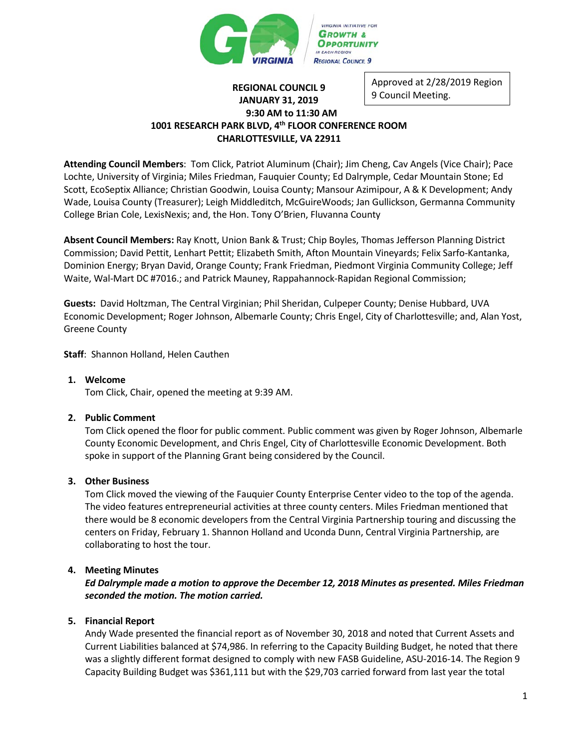Approved at 2/28/2019 Region 9 Council Meeting.

# REGIONAL COUNCIL 9
## JANUARY 31, 2019
## 9:30 AM to 11:30 AM
## 1001 RESEARCH PARK BLVD, 4th FLOOR CONFERENCE ROOM
## CHARLOTTESVILLE, VA 22911

**Attending Council Members**: Tom Click, Patriot Aluminum (Chair); Jim Cheng, Cav Angels (Vice Chair); Pace Lochte, University of Virginia; Miles Friedman, Fauquier County; Ed Dalrymple, Cedar Mountain Stone; Ed Scott, EcoSeptix Alliance; Christian Goodwin, Louisa County; Mansour Azimipour, A & K Development; Andy Wade, Louisa County (Treasurer); Leigh Middleditch, McGuireWoods; Jan Gullickson, Germanna Community College Brian Cole, LexisNexis; and, the Hon. Tony O'Brien, Fluvanna County

**Absent Council Members:** Ray Knott, Union Bank & Trust; Chip Boyles, Thomas Jefferson Planning District Commission; David Pettit, Lenhart Pettit; Elizabeth Smith, Afton Mountain Vineyards; Felix Sarfo-Kantanka, Dominion Energy; Bryan David, Orange County; Frank Friedman, Piedmont Virginia Community College; Jeff Waite, Wal-Mart DC #7016.; and Patrick Mauney, Rappahannock-Rapidan Regional Commission;

**Guests:** David Holtzman, The Central Virginian; Phil Sheridan, Culpeper County; Denise Hubbard, UVA Economic Development; Roger Johnson, Albemarle County; Chris Engel, City of Charlottesville; and, Alan Yost, Greene County

**Staff**: Shannon Holland, Helen Cauthen

1. **Welcome**

   Tom Click, Chair, opened the meeting at 9:39 AM.

2. **Public Comment**

   Tom Click opened the floor for public comment. Public comment was given by Roger Johnson, Albemarle County Economic Development, and Chris Engel, City of Charlottesville Economic Development. Both spoke in support of the Planning Grant being considered by the Council.

3. **Other Business**

   Tom Click moved the viewing of the Fauquier County Enterprise Center video to the top of the agenda. The video features entrepreneurial activities at three county centers. Miles Friedman mentioned that there would be 8 economic developers from the Central Virginia Partnership touring and discussing the centers on Friday, February 1. Shannon Holland and Uconda Dunn, Central Virginia Partnership, are collaborating to host the tour.

4. **Meeting Minutes**

   ***Ed Dalrymple made a motion to approve the December 12, 2018 Minutes as presented. Miles Friedman seconded the motion. The motion carried.***

5. **Financial Report**

   Andy Wade presented the financial report as of November 30, 2018 and noted that Current Assets and Current Liabilities balanced at $74,986. In referring to the Capacity Building Budget, he noted that there was a slightly different format designed to comply with new FASB Guideline, ASU-2016-14. The Region 9 Capacity Building Budget was $361,111 but with the $29,703 carried forward from last year the total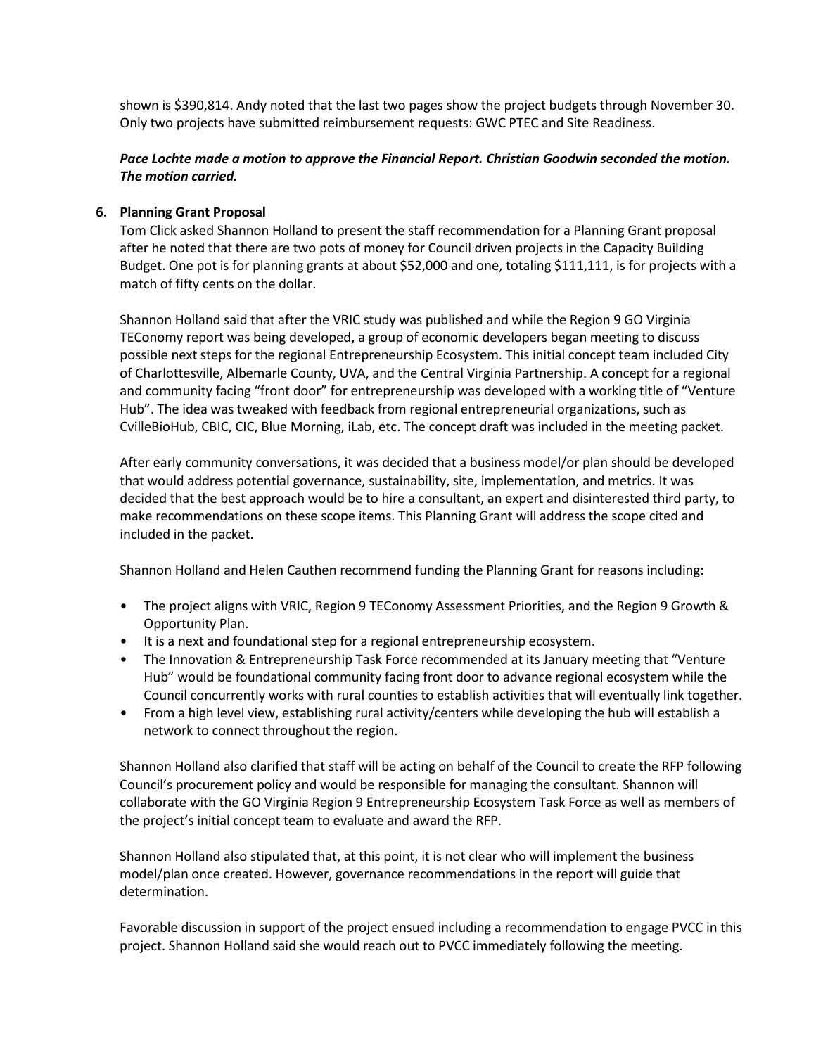shown is $390,814. Andy noted that the last two pages show the project budgets through November 30. Only two projects have submitted reimbursement requests: GWC PTEC and Site Readiness.

***Pace Lochte made a motion to approve the Financial Report. Christian Goodwin seconded the motion. The motion carried.***

**6. Planning Grant Proposal**

Tom Click asked Shannon Holland to present the staff recommendation for a Planning Grant proposal after he noted that there are two pots of money for Council driven projects in the Capacity Building Budget. One pot is for planning grants at about $52,000 and one, totaling $111,111, is for projects with a match of fifty cents on the dollar.

Shannon Holland said that after the VRIC study was published and while the Region 9 GO Virginia TEConomy report was being developed, a group of economic developers began meeting to discuss possible next steps for the regional Entrepreneurship Ecosystem. This initial concept team included City of Charlottesville, Albemarle County, UVA, and the Central Virginia Partnership. A concept for a regional and community facing "front door" for entrepreneurship was developed with a working title of "Venture Hub". The idea was tweaked with feedback from regional entrepreneurial organizations, such as CvilleBioHub, CBIC, CIC, Blue Morning, iLab, etc. The concept draft was included in the meeting packet.

After early community conversations, it was decided that a business model/or plan should be developed that would address potential governance, sustainability, site, implementation, and metrics. It was decided that the best approach would be to hire a consultant, an expert and disinterested third party, to make recommendations on these scope items. This Planning Grant will address the scope cited and included in the packet.

Shannon Holland and Helen Cauthen recommend funding the Planning Grant for reasons including:

- The project aligns with VRIC, Region 9 TEConomy Assessment Priorities, and the Region 9 Growth & Opportunity Plan.
- It is a next and foundational step for a regional entrepreneurship ecosystem.
- The Innovation & Entrepreneurship Task Force recommended at its January meeting that "Venture Hub" would be foundational community facing front door to advance regional ecosystem while the Council concurrently works with rural counties to establish activities that will eventually link together.
- From a high level view, establishing rural activity/centers while developing the hub will establish a network to connect throughout the region.

Shannon Holland also clarified that staff will be acting on behalf of the Council to create the RFP following Council's procurement policy and would be responsible for managing the consultant. Shannon will collaborate with the GO Virginia Region 9 Entrepreneurship Ecosystem Task Force as well as members of the project's initial concept team to evaluate and award the RFP.

Shannon Holland also stipulated that, at this point, it is not clear who will implement the business model/plan once created. However, governance recommendations in the report will guide that determination.

Favorable discussion in support of the project ensued including a recommendation to engage PVCC in this project. Shannon Holland said she would reach out to PVCC immediately following the meeting.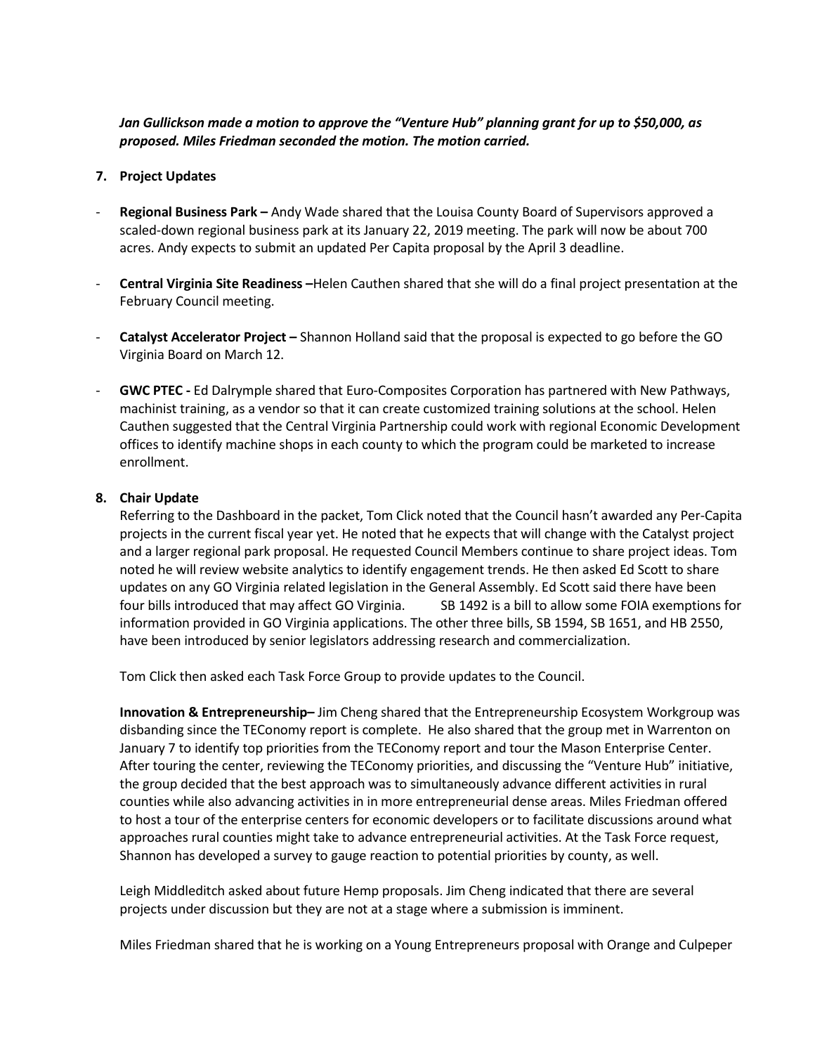***Jan Gullickson made a motion to approve the "Venture Hub" planning grant for up to $50,000, as proposed. Miles Friedman seconded the motion. The motion carried.***

**7. Project Updates**

- **Regional Business Park –** Andy Wade shared that the Louisa County Board of Supervisors approved a scaled-down regional business park at its January 22, 2019 meeting. The park will now be about 700 acres. Andy expects to submit an updated Per Capita proposal by the April 3 deadline.

- **Central Virginia Site Readiness –**Helen Cauthen shared that she will do a final project presentation at the February Council meeting.

- **Catalyst Accelerator Project –** Shannon Holland said that the proposal is expected to go before the GO Virginia Board on March 12.

- **GWC PTEC -** Ed Dalrymple shared that Euro-Composites Corporation has partnered with New Pathways, machinist training, as a vendor so that it can create customized training solutions at the school. Helen Cauthen suggested that the Central Virginia Partnership could work with regional Economic Development offices to identify machine shops in each county to which the program could be marketed to increase enrollment.

**8. Chair Update**

Referring to the Dashboard in the packet, Tom Click noted that the Council hasn't awarded any Per-Capita projects in the current fiscal year yet. He noted that he expects that will change with the Catalyst project and a larger regional park proposal. He requested Council Members continue to share project ideas. Tom noted he will review website analytics to identify engagement trends. He then asked Ed Scott to share updates on any GO Virginia related legislation in the General Assembly. Ed Scott said there have been four bills introduced that may affect GO Virginia. SB 1492 is a bill to allow some FOIA exemptions for information provided in GO Virginia applications. The other three bills, SB 1594, SB 1651, and HB 2550, have been introduced by senior legislators addressing research and commercialization.

Tom Click then asked each Task Force Group to provide updates to the Council.

**Innovation & Entrepreneurship–** Jim Cheng shared that the Entrepreneurship Ecosystem Workgroup was disbanding since the TEConomy report is complete. He also shared that the group met in Warrenton on January 7 to identify top priorities from the TEConomy report and tour the Mason Enterprise Center. After touring the center, reviewing the TEConomy priorities, and discussing the "Venture Hub" initiative, the group decided that the best approach was to simultaneously advance different activities in rural counties while also advancing activities in in more entrepreneurial dense areas. Miles Friedman offered to host a tour of the enterprise centers for economic developers or to facilitate discussions around what approaches rural counties might take to advance entrepreneurial activities. At the Task Force request, Shannon has developed a survey to gauge reaction to potential priorities by county, as well.

Leigh Middleditch asked about future Hemp proposals. Jim Cheng indicated that there are several projects under discussion but they are not at a stage where a submission is imminent.

Miles Friedman shared that he is working on a Young Entrepreneurs proposal with Orange and Culpeper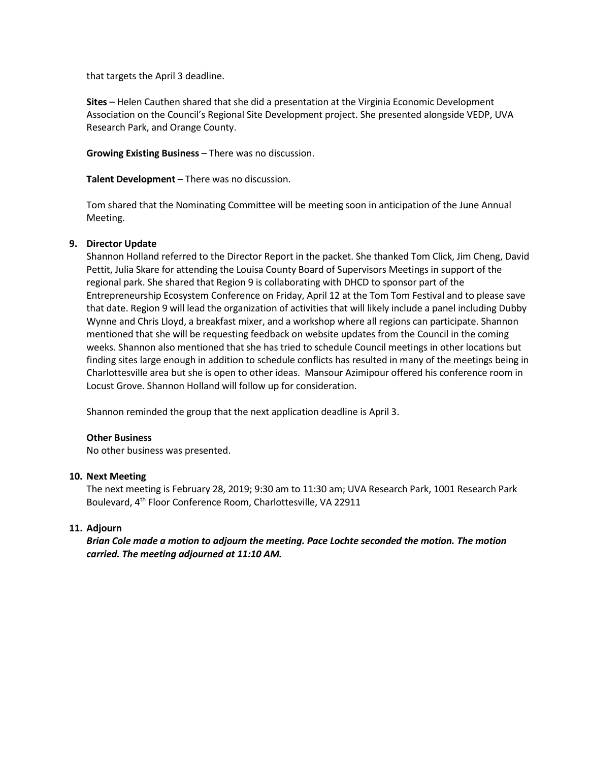that targets the April 3 deadline.

**Sites** – Helen Cauthen shared that she did a presentation at the Virginia Economic Development Association on the Council's Regional Site Development project. She presented alongside VEDP, UVA Research Park, and Orange County.

**Growing Existing Business** – There was no discussion.

**Talent Development** – There was no discussion.

Tom shared that the Nominating Committee will be meeting soon in anticipation of the June Annual Meeting.

**9. Director Update**

Shannon Holland referred to the Director Report in the packet. She thanked Tom Click, Jim Cheng, David Pettit, Julia Skare for attending the Louisa County Board of Supervisors Meetings in support of the regional park. She shared that Region 9 is collaborating with DHCD to sponsor part of the Entrepreneurship Ecosystem Conference on Friday, April 12 at the Tom Tom Festival and to please save that date. Region 9 will lead the organization of activities that will likely include a panel including Dubby Wynne and Chris Lloyd, a breakfast mixer, and a workshop where all regions can participate. Shannon mentioned that she will be requesting feedback on website updates from the Council in the coming weeks. Shannon also mentioned that she has tried to schedule Council meetings in other locations but finding sites large enough in addition to schedule conflicts has resulted in many of the meetings being in Charlottesville area but she is open to other ideas. Mansour Azimipour offered his conference room in Locust Grove. Shannon Holland will follow up for consideration.

Shannon reminded the group that the next application deadline is April 3.

**Other Business**

No other business was presented.

**10. Next Meeting**

The next meeting is February 28, 2019; 9:30 am to 11:30 am; UVA Research Park, 1001 Research Park Boulevard, 4th Floor Conference Room, Charlottesville, VA 22911

**11. Adjourn**

***Brian Cole made a motion to adjourn the meeting. Pace Lochte seconded the motion. The motion carried. The meeting adjourned at 11:10 AM.***